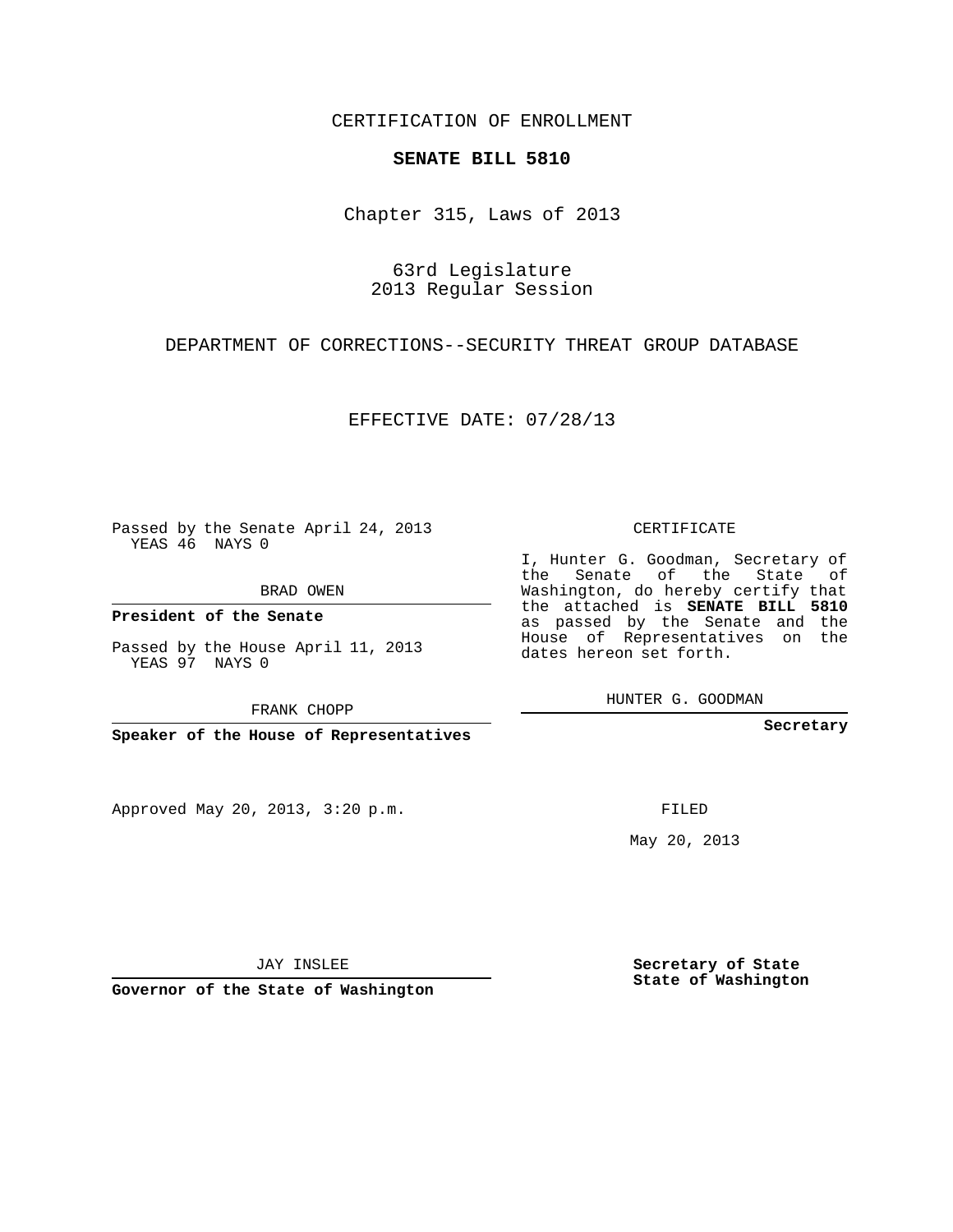CERTIFICATION OF ENROLLMENT

**SENATE BILL 5810**

Chapter 315, Laws of 2013

63rd Legislature
2013 Regular Session

DEPARTMENT OF CORRECTIONS--SECURITY THREAT GROUP DATABASE

EFFECTIVE DATE: 07/28/13

Passed by the Senate April 24, 2013
YEAS 46 NAYS 0

BRAD OWEN

**President of the Senate**

Passed by the House April 11, 2013
YEAS 97 NAYS 0

FRANK CHOPP

**Speaker of the House of Representatives**

CERTIFICATE

I, Hunter G. Goodman, Secretary of the Senate of the State of Washington, do hereby certify that the attached is **SENATE BILL 5810** as passed by the Senate and the House of Representatives on the dates hereon set forth.

HUNTER G. GOODMAN

**Secretary**

Approved May 20, 2013, 3:20 p.m.

FILED

May 20, 2013

JAY INSLEE

**Governor of the State of Washington**

**Secretary of State**
**State of Washington**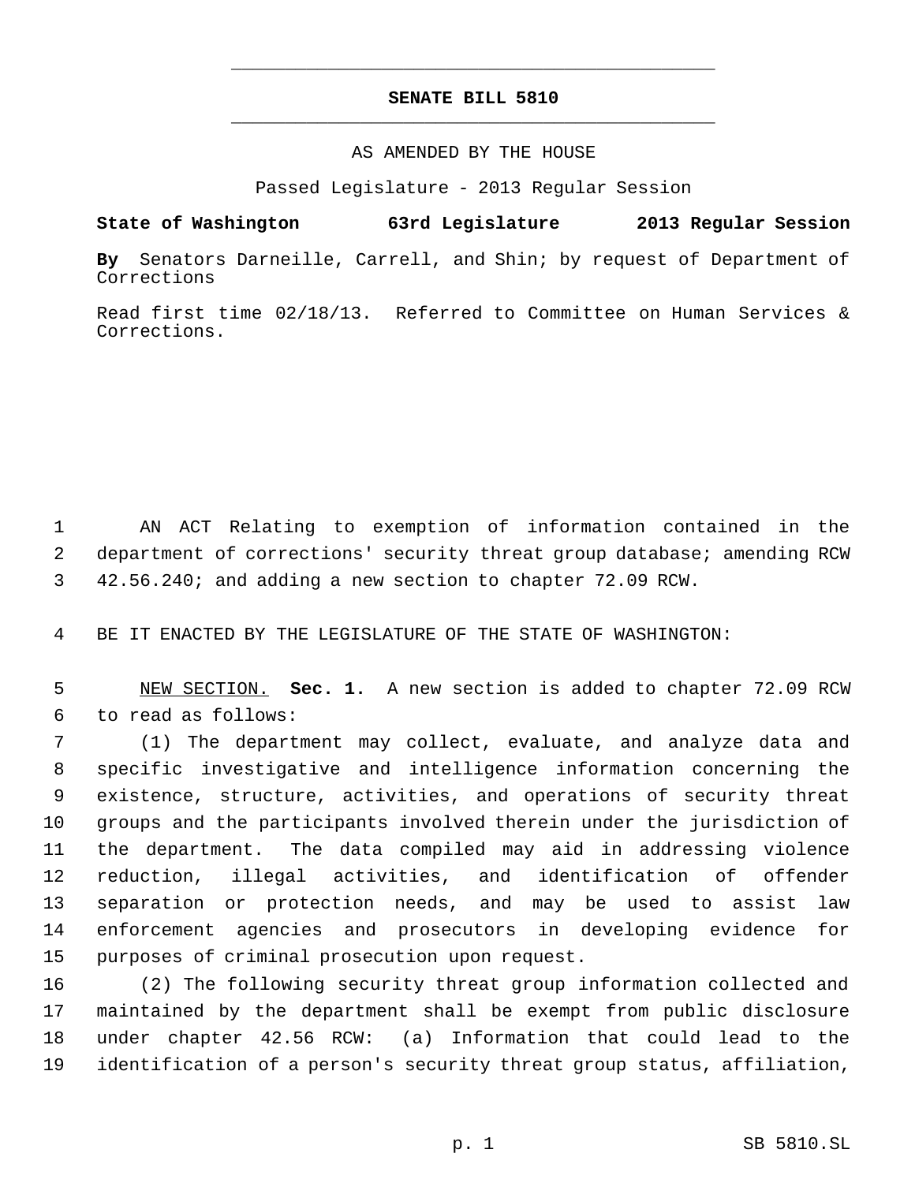# SENATE BILL 5810

AS AMENDED BY THE HOUSE

Passed Legislature - 2013 Regular Session

**State of Washington 63rd Legislature 2013 Regular Session**

**By** Senators Darneille, Carrell, and Shin; by request of Department of Corrections

Read first time 02/18/13. Referred to Committee on Human Services & Corrections.

AN ACT Relating to exemption of information contained in the department of corrections' security threat group database; amending RCW 42.56.240; and adding a new section to chapter 72.09 RCW.

BE IT ENACTED BY THE LEGISLATURE OF THE STATE OF WASHINGTON:

NEW SECTION. **Sec. 1.** A new section is added to chapter 72.09 RCW to read as follows:

(1) The department may collect, evaluate, and analyze data and specific investigative and intelligence information concerning the existence, structure, activities, and operations of security threat groups and the participants involved therein under the jurisdiction of the department. The data compiled may aid in addressing violence reduction, illegal activities, and identification of offender separation or protection needs, and may be used to assist law enforcement agencies and prosecutors in developing evidence for purposes of criminal prosecution upon request.

(2) The following security threat group information collected and maintained by the department shall be exempt from public disclosure under chapter 42.56 RCW: (a) Information that could lead to the identification of a person's security threat group status, affiliation,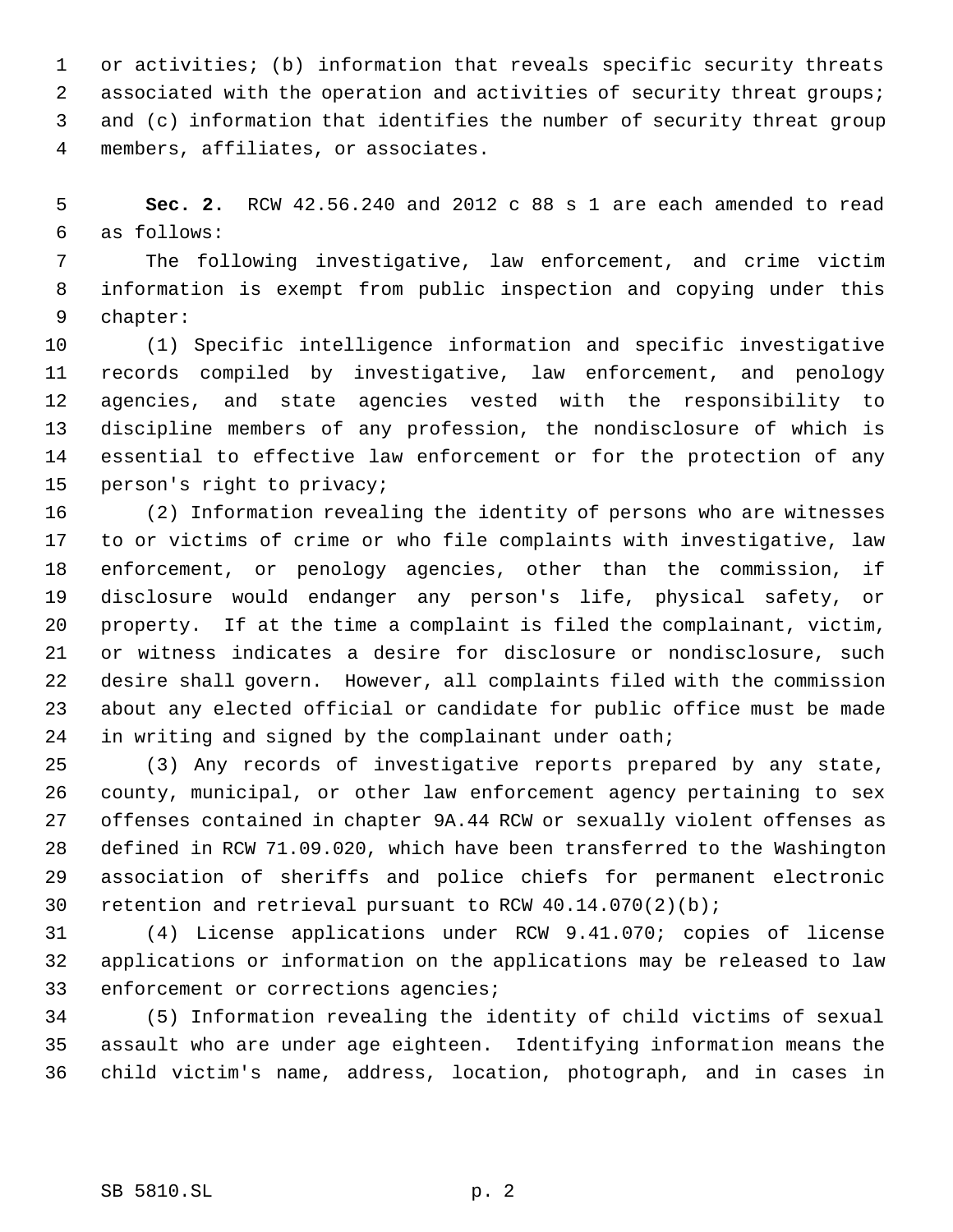or activities; (b) information that reveals specific security threats associated with the operation and activities of security threat groups; and (c) information that identifies the number of security threat group members, affiliates, or associates.

**Sec. 2.** RCW 42.56.240 and 2012 c 88 s 1 are each amended to read as follows:

The following investigative, law enforcement, and crime victim information is exempt from public inspection and copying under this chapter:

(1) Specific intelligence information and specific investigative records compiled by investigative, law enforcement, and penology agencies, and state agencies vested with the responsibility to discipline members of any profession, the nondisclosure of which is essential to effective law enforcement or for the protection of any person's right to privacy;

(2) Information revealing the identity of persons who are witnesses to or victims of crime or who file complaints with investigative, law enforcement, or penology agencies, other than the commission, if disclosure would endanger any person's life, physical safety, or property. If at the time a complaint is filed the complainant, victim, or witness indicates a desire for disclosure or nondisclosure, such desire shall govern. However, all complaints filed with the commission about any elected official or candidate for public office must be made in writing and signed by the complainant under oath;

(3) Any records of investigative reports prepared by any state, county, municipal, or other law enforcement agency pertaining to sex offenses contained in chapter 9A.44 RCW or sexually violent offenses as defined in RCW 71.09.020, which have been transferred to the Washington association of sheriffs and police chiefs for permanent electronic retention and retrieval pursuant to RCW 40.14.070(2)(b);

(4) License applications under RCW 9.41.070; copies of license applications or information on the applications may be released to law enforcement or corrections agencies;

(5) Information revealing the identity of child victims of sexual assault who are under age eighteen. Identifying information means the child victim's name, address, location, photograph, and in cases in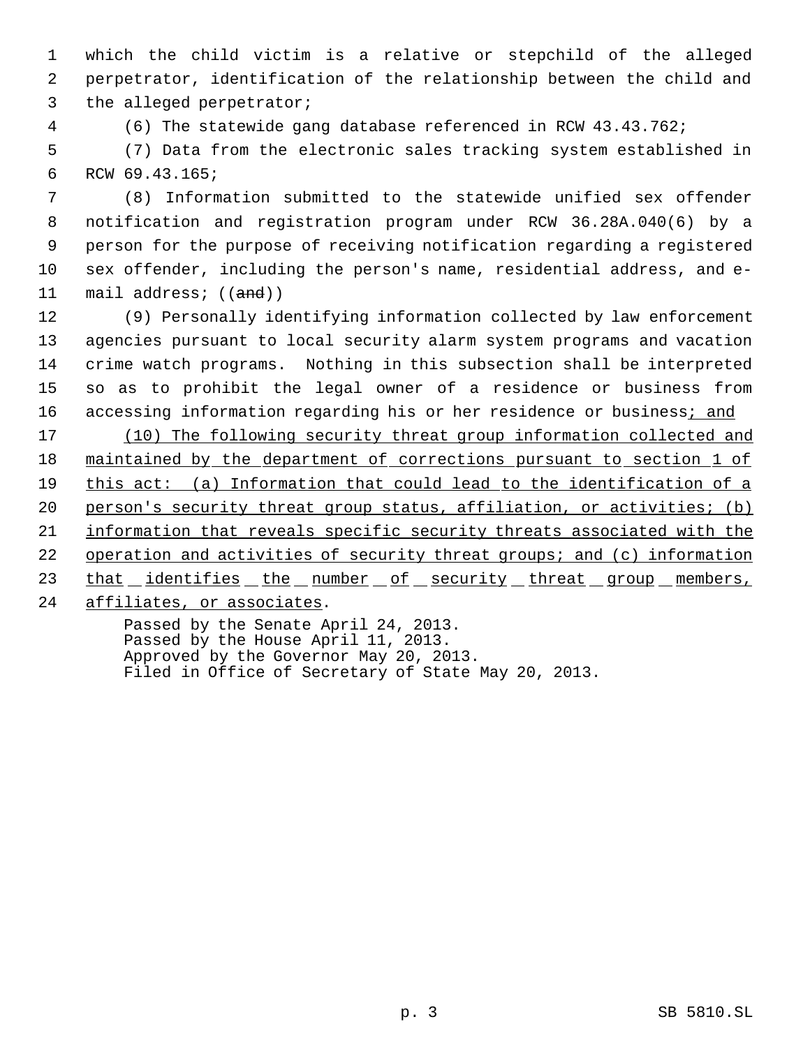which the child victim is a relative or stepchild of the alleged perpetrator, identification of the relationship between the child and the alleged perpetrator;

(6) The statewide gang database referenced in RCW 43.43.762;

(7) Data from the electronic sales tracking system established in RCW 69.43.165;

(8) Information submitted to the statewide unified sex offender notification and registration program under RCW 36.28A.040(6) by a person for the purpose of receiving notification regarding a registered sex offender, including the person's name, residential address, and e-mail address; ((~~and~~))

(9) Personally identifying information collected by law enforcement agencies pursuant to local security alarm system programs and vacation crime watch programs. Nothing in this subsection shall be interpreted so as to prohibit the legal owner of a residence or business from accessing information regarding his or her residence or business<u>; and</u>

<u>(10) The following security threat group information collected and maintained by the department of corrections pursuant to section 1 of this act: (a) Information that could lead to the identification of a person's security threat group status, affiliation, or activities; (b) information that reveals specific security threats associated with the operation and activities of security threat groups; and (c) information that identifies the number of security threat group members, affiliates, or associates</u>.

Passed by the Senate April 24, 2013.
Passed by the House April 11, 2013.
Approved by the Governor May 20, 2013.
Filed in Office of Secretary of State May 20, 2013.